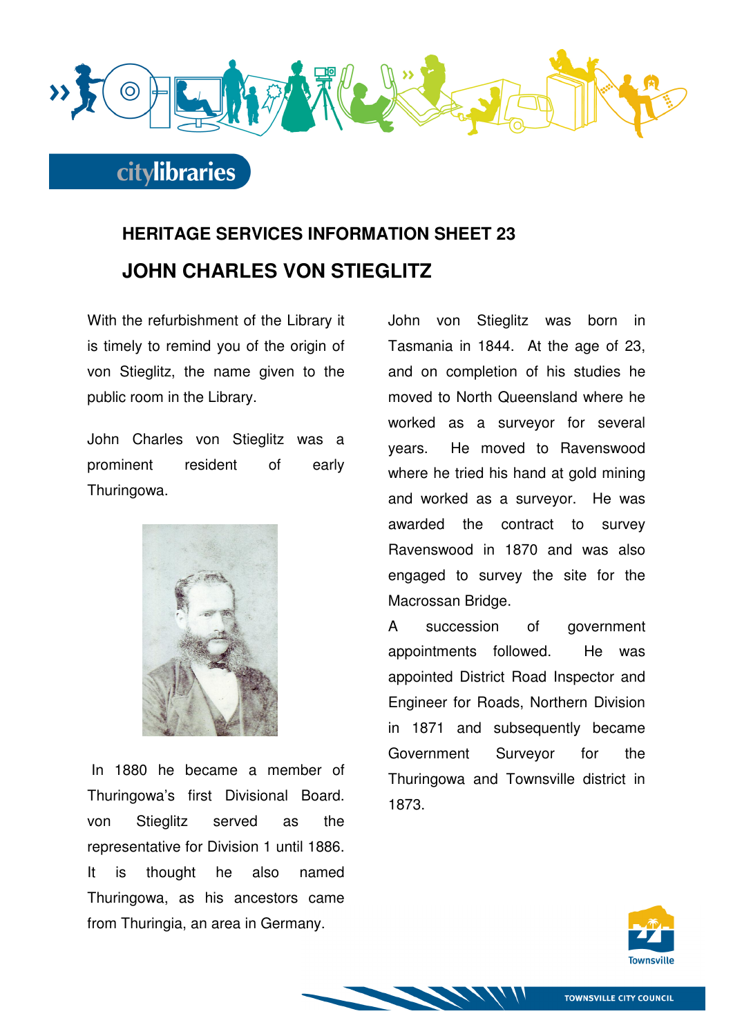# HERITAGE SERVICES INFORMATION SHEET 23

## JOHN CHARLES VON STIEGLITZ

With the refurbishment of the Library it is timely to remind you of the origin of von Stieglitz, the name given to the public room in the Library.

John Charles von Stieglitz was a prominent resident of early Thuringowa.

In 1880 he became a member of Thuringowa's first Divisional Board. von Stieglitz served as the representative for Division 1 until 1886. It is thought he also named Thuringowa, as his ancestors came from Thuringia, an area in Germany.

John von Stieglitz was born in Tasmania in 1844. At the age of 23, and on completion of his studies he moved to North Queensland where he worked as a surveyor for several years. He moved to Ravenswood where he tried his hand at gold mining and worked as a surveyor. He was awarded the contract to survey Ravenswood in 1870 and was also engaged to survey the site for the Macrossan Bridge.

A succession of government appointments followed. He was appointed District Road Inspector and Engineer for Roads, Northern Division in 1871 and subsequently became Government Surveyor for the Thuringowa and Townsville district in 1873.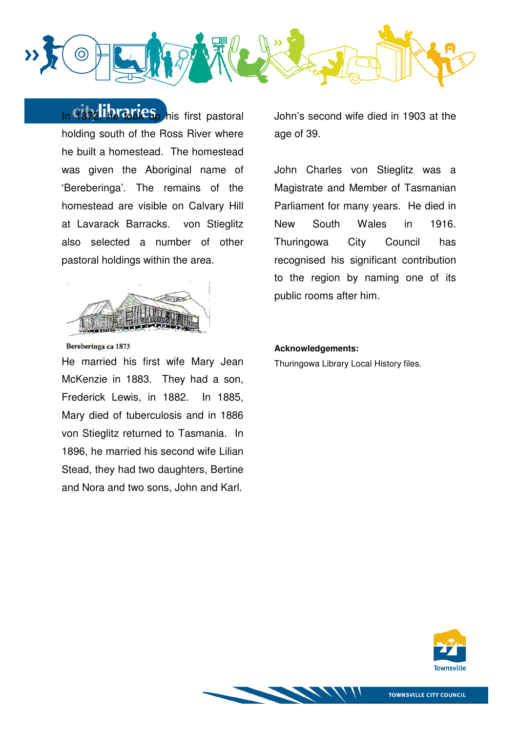In 1872, he took up his first pastoral holding south of the Ross River where he built a homestead. The homestead was given the Aboriginal name of 'Bereberinga'. The remains of the homestead are visible on Calvary Hill at Lavarack Barracks. von Stieglitz also selected a number of other pastoral holdings within the area.

Bereberinga ca 1873

He married his first wife Mary Jean McKenzie in 1883. They had a son, Frederick Lewis, in 1882. In 1885, Mary died of tuberculosis and in 1886 von Stieglitz returned to Tasmania. In 1896, he married his second wife Lilian Stead, they had two daughters, Bertine and Nora and two sons, John and Karl.

John's second wife died in 1903 at the age of 39.

John Charles von Stieglitz was a Magistrate and Member of Tasmanian Parliament for many years. He died in New South Wales in 1916. Thuringowa City Council has recognised his significant contribution to the region by naming one of its public rooms after him.

**Acknowledgements:**

Thuringowa Library Local History files.